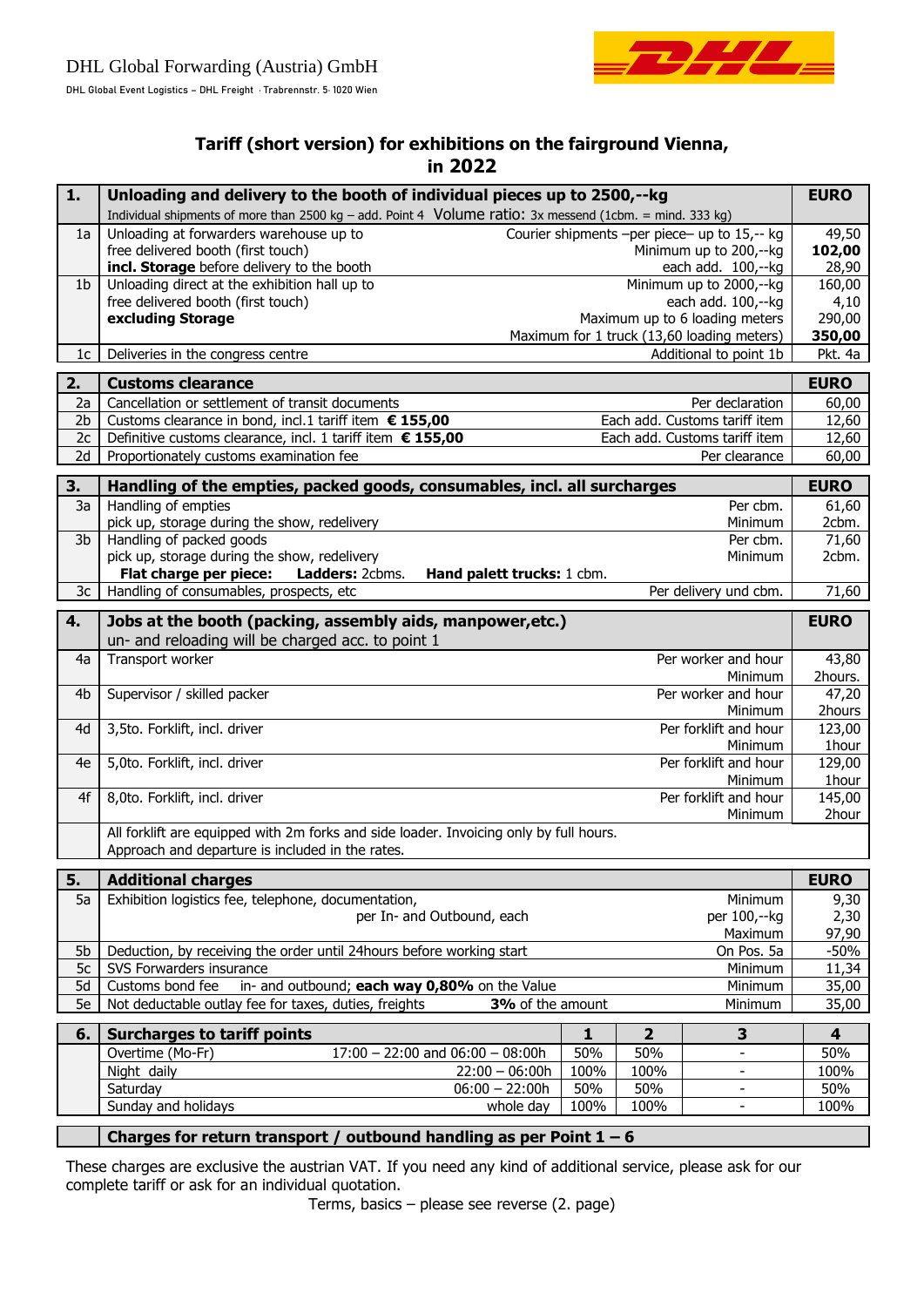DHL Global Forwarding (Austria) GmbH

DHL Global Event Logistics – DHL Freight · Trabrennstr. 5· 1020 Wien

## Tariff (short version) for exhibitions on the fairground Vienna, in 2022

| | | | EURO |
|---|---|---|---|
| **1.** | **Unloading and delivery to the booth of individual pieces up to 2500,--kg** Individual shipments of more than 2500 kg – add. Point 4 Volume ratio: 3x messend (1cbm. = mind. 333 kg) | | **EURO** |
| 1a | Unloading at forwarders warehouse up to | Courier shipments –per piece– up to 15,-- kg | 49,50 |
| | free delivered booth (first touch) | Minimum up to 200,--kg | **102,00** |
| | **incl. Storage** before delivery to the booth | each add. 100,--kg | 28,90 |
| 1b | Unloading direct at the exhibition hall up to | Minimum up to 2000,--kg | 160,00 |
| | free delivered booth (first touch) | each add. 100,--kg | 4,10 |
| | **excluding Storage** | Maximum up to 6 loading meters | 290,00 |
| | | Maximum for 1 truck (13,60 loading meters) | **350,00** |
| 1c | Deliveries in the congress centre | Additional to point 1b | Pkt. 4a |

| | | | EURO |
|---|---|---|---|
| **2.** | **Customs clearance** | | **EURO** |
| 2a | Cancellation or settlement of transit documents | Per declaration | 60,00 |
| 2b | Customs clearance in bond, incl.1 tariff item **€ 155,00** | Each add. Customs tariff item | 12,60 |
| 2c | Definitive customs clearance, incl. 1 tariff item **€ 155,00** | Each add. Customs tariff item | 12,60 |
| 2d | Proportionately customs examination fee | Per clearance | 60,00 |

| | | | EURO |
|---|---|---|---|
| **3.** | **Handling of the empties, packed goods, consumables, incl. all surcharges** | | **EURO** |
| 3a | Handling of empties | Per cbm. | 61,60 |
| | pick up, storage during the show, redelivery | Minimum | 2cbm. |
| 3b | Handling of packed goods | Per cbm. | 71,60 |
| | pick up, storage during the show, redelivery | Minimum | 2cbm. |
| | **Flat charge per piece:** **Ladders:** 2cbms. **Hand palett trucks:** 1 cbm. | | |
| 3c | Handling of consumables, prospects, etc | Per delivery und cbm. | 71,60 |

| | | | EURO |
|---|---|---|---|
| **4.** | **Jobs at the booth (packing, assembly aids, manpower,etc.)** un- and reloading will be charged acc. to point 1 | | **EURO** |
| 4a | Transport worker | Per worker and hour | 43,80 |
| | | Minimum | 2hours. |
| 4b | Supervisor / skilled packer | Per worker and hour | 47,20 |
| | | Minimum | 2hours |
| 4d | 3,5to. Forklift, incl. driver | Per forklift and hour | 123,00 |
| | | Minimum | 1hour |
| 4e | 5,0to. Forklift, incl. driver | Per forklift and hour | 129,00 |
| | | Minimum | 1hour |
| 4f | 8,0to. Forklift, incl. driver | Per forklift and hour | 145,00 |
| | | Minimum | 2hour |
| | All forklift are equipped with 2m forks and side loader. Invoicing only by full hours. Approach and departure is included in the rates. | | |

| | | | EURO |
|---|---|---|---|
| **5.** | **Additional charges** | | **EURO** |
| 5a | Exhibition logistics fee, telephone, documentation, | Minimum | 9,30 |
| | per In- and Outbound, each | per 100,--kg | 2,30 |
| | | Maximum | 97,90 |
| 5b | Deduction, by receiving the order until 24hours before working start | On Pos. 5a | -50% |
| 5c | SVS Forwarders insurance | Minimum | 11,34 |
| 5d | Customs bond fee in- and outbound; **each way 0,80%** on the Value | Minimum | 35,00 |
| 5e | Not deductable outlay fee for taxes, duties, freights **3%** of the amount | Minimum | 35,00 |

| **6.** | **Surcharges to tariff points** | | **1** | **2** | **3** | **4** |
|---|---|---|---|---|---|---|
| | Overtime (Mo-Fr) | 17:00 – 22:00 and 06:00 – 08:00h | 50% | 50% | - | 50% |
| | Night daily | 22:00 – 06:00h | 100% | 100% | - | 100% |
| | Saturday | 06:00 – 22:00h | 50% | 50% | - | 50% |
| | Sunday and holidays | whole day | 100% | 100% | - | 100% |

**Charges for return transport / outbound handling as per Point 1 – 6**

These charges are exclusive the austrian VAT. If you need any kind of additional service, please ask for our complete tariff or ask for an individual quotation.

Terms, basics – please see reverse (2. page)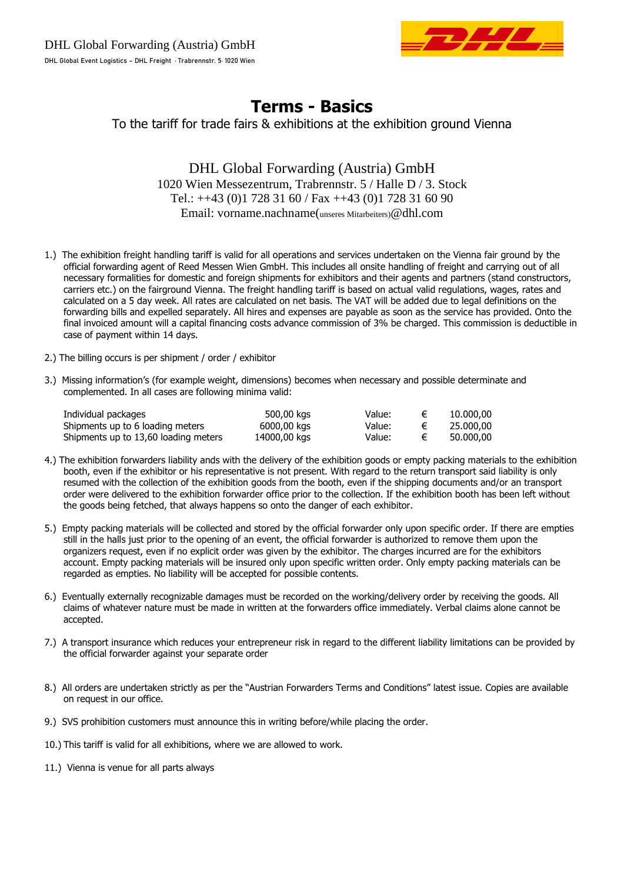DHL Global Forwarding (Austria) GmbH

DHL Global Event Logistics – DHL Freight · Trabrennstr. 5· 1020 Wien

# Terms - Basics

To the tariff for trade fairs & exhibitions at the exhibition ground Vienna

DHL Global Forwarding (Austria) GmbH
1020 Wien Messezentrum, Trabrennstr. 5 / Halle D / 3. Stock
Tel.: ++43 (0)1 728 31 60 / Fax ++43 (0)1 728 31 60 90
Email: vorname.nachname(unseres Mitarbeiters)@dhl.com

1.) The exhibition freight handling tariff is valid for all operations and services undertaken on the Vienna fair ground by the official forwarding agent of Reed Messen Wien GmbH. This includes all onsite handling of freight and carrying out of all necessary formalities for domestic and foreign shipments for exhibitors and their agents and partners (stand constructors, carriers etc.) on the fairground Vienna. The freight handling tariff is based on actual valid regulations, wages, rates and calculated on a 5 day week. All rates are calculated on net basis. The VAT will be added due to legal definitions on the forwarding bills and expelled separately. All hires and expenses are payable as soon as the service has provided. Onto the final invoiced amount will a capital financing costs advance commission of 3% be charged. This commission is deductible in case of payment within 14 days.

2.) The billing occurs is per shipment / order / exhibitor

3.) Missing information's (for example weight, dimensions) becomes when necessary and possible determinate and complemented. In all cases are following minima valid:

| | | | | |
|---|---|---|---|---|
| Individual packages | 500,00 kgs | Value: | € | 10.000,00 |
| Shipments up to 6 loading meters | 6000,00 kgs | Value: | € | 25.000,00 |
| Shipments up to 13,60 loading meters | 14000,00 kgs | Value: | € | 50.000,00 |

4.) The exhibition forwarders liability ands with the delivery of the exhibition goods or empty packing materials to the exhibition booth, even if the exhibitor or his representative is not present. With regard to the return transport said liability is only resumed with the collection of the exhibition goods from the booth, even if the shipping documents and/or an transport order were delivered to the exhibition forwarder office prior to the collection. If the exhibition booth has been left without the goods being fetched, that always happens so onto the danger of each exhibitor.

5.) Empty packing materials will be collected and stored by the official forwarder only upon specific order. If there are empties still in the halls just prior to the opening of an event, the official forwarder is authorized to remove them upon the organizers request, even if no explicit order was given by the exhibitor. The charges incurred are for the exhibitors account. Empty packing materials will be insured only upon specific written order. Only empty packing materials can be regarded as empties. No liability will be accepted for possible contents.

6.) Eventually externally recognizable damages must be recorded on the working/delivery order by receiving the goods. All claims of whatever nature must be made in written at the forwarders office immediately. Verbal claims alone cannot be accepted.

7.) A transport insurance which reduces your entrepreneur risk in regard to the different liability limitations can be provided by the official forwarder against your separate order

8.) All orders are undertaken strictly as per the "Austrian Forwarders Terms and Conditions" latest issue. Copies are available on request in our office.

9.) SVS prohibition customers must announce this in writing before/while placing the order.

10.) This tariff is valid for all exhibitions, where we are allowed to work.

11.) Vienna is venue for all parts always